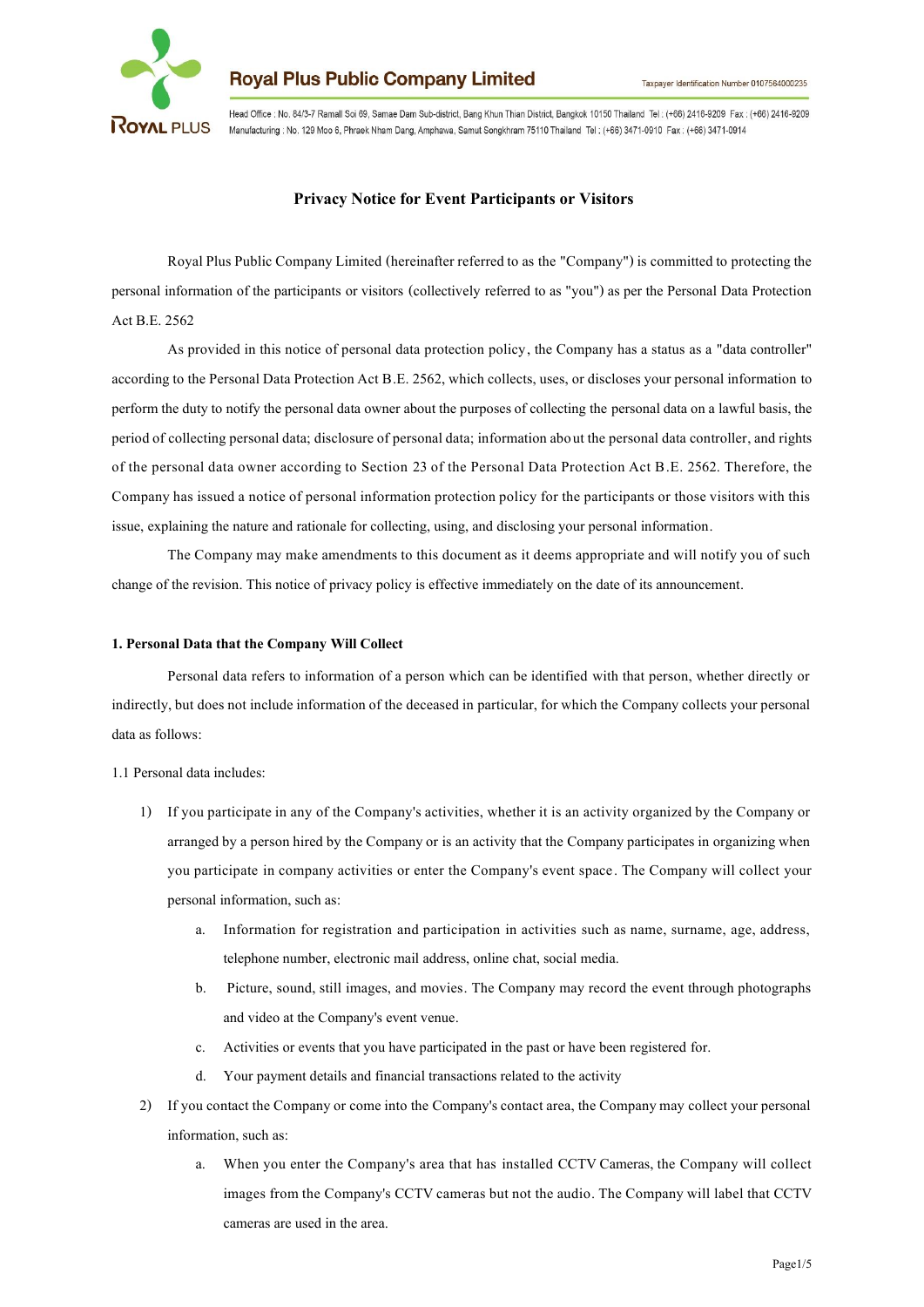# Privacy Notice for Event Participants or Visitors

Royal Plus Public Company Limited (hereinafter referred to as the "Company") is committed to protecting the personal information of the participants or visitors (collectively referred to as "you") as per the Personal Data Protection Act B.E. 2562

As provided in this notice of personal data protection policy, the Company has a status as a "data controller" according to the Personal Data Protection Act B.E. 2562, which collects, uses, or discloses your personal information to perform the duty to notify the personal data owner about the purposes of collecting the personal data on a lawful basis, the period of collecting personal data; disclosure of personal data; information about the personal data controller, and rights of the personal data owner according to Section 23 of the Personal Data Protection Act B.E. 2562. Therefore, the Company has issued a notice of personal information protection policy for the participants or those visitors with this issue, explaining the nature and rationale for collecting, using, and disclosing your personal information.

The Company may make amendments to this document as it deems appropriate and will notify you of such change of the revision. This notice of privacy policy is effective immediately on the date of its announcement.

## 1. Personal Data that the Company Will Collect

Personal data refers to information of a person which can be identified with that person, whether directly or indirectly, but does not include information of the deceased in particular, for which the Company collects your personal data as follows:

1.1 Personal data includes:

1) If you participate in any of the Company's activities, whether it is an activity organized by the Company or arranged by a person hired by the Company or is an activity that the Company participates in organizing when you participate in company activities or enter the Company's event space. The Company will collect your personal information, such as:
   a. Information for registration and participation in activities such as name, surname, age, address, telephone number, electronic mail address, online chat, social media.
   b. Picture, sound, still images, and movies. The Company may record the event through photographs and video at the Company's event venue.
   c. Activities or events that you have participated in the past or have been registered for.
   d. Your payment details and financial transactions related to the activity
2) If you contact the Company or come into the Company's contact area, the Company may collect your personal information, such as:
   a. When you enter the Company's area that has installed CCTV Cameras, the Company will collect images from the Company's CCTV cameras but not the audio. The Company will label that CCTV cameras are used in the area.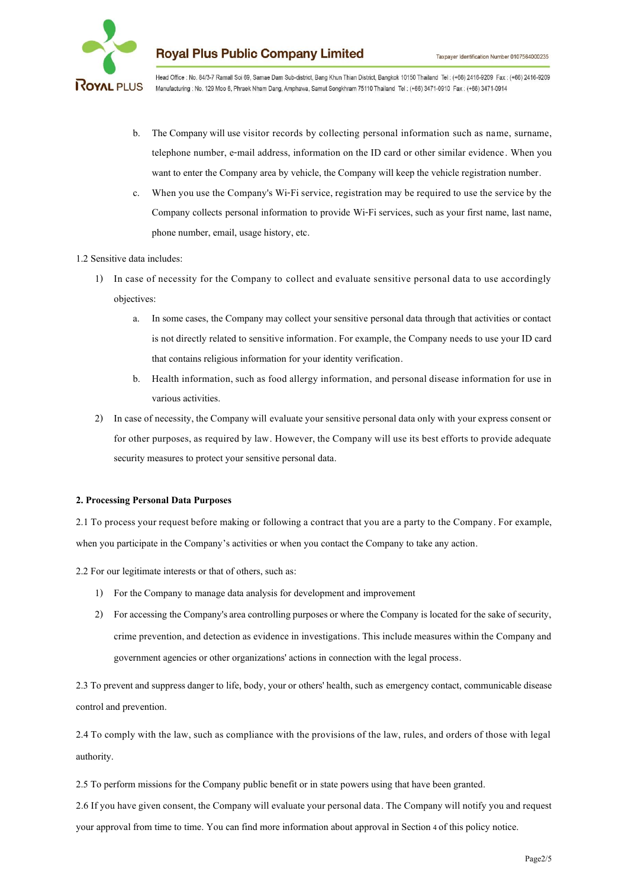b. The Company will use visitor records by collecting personal information such as name, surname, telephone number, e-mail address, information on the ID card or other similar evidence. When you want to enter the Company area by vehicle, the Company will keep the vehicle registration number.

c. When you use the Company's Wi-Fi service, registration may be required to use the service by the Company collects personal information to provide Wi-Fi services, such as your first name, last name, phone number, email, usage history, etc.

1.2 Sensitive data includes:

1) In case of necessity for the Company to collect and evaluate sensitive personal data to use accordingly objectives:

   a. In some cases, the Company may collect your sensitive personal data through that activities or contact is not directly related to sensitive information. For example, the Company needs to use your ID card that contains religious information for your identity verification.

   b. Health information, such as food allergy information, and personal disease information for use in various activities.

2) In case of necessity, the Company will evaluate your sensitive personal data only with your express consent or for other purposes, as required by law. However, the Company will use its best efforts to provide adequate security measures to protect your sensitive personal data.

**2. Processing Personal Data Purposes**

2.1 To process your request before making or following a contract that you are a party to the Company. For example, when you participate in the Company's activities or when you contact the Company to take any action.

2.2 For our legitimate interests or that of others, such as:

1) For the Company to manage data analysis for development and improvement

2) For accessing the Company's area controlling purposes or where the Company is located for the sake of security, crime prevention, and detection as evidence in investigations. This include measures within the Company and government agencies or other organizations' actions in connection with the legal process.

2.3 To prevent and suppress danger to life, body, your or others' health, such as emergency contact, communicable disease control and prevention.

2.4 To comply with the law, such as compliance with the provisions of the law, rules, and orders of those with legal authority.

2.5 To perform missions for the Company public benefit or in state powers using that have been granted.

2.6 If you have given consent, the Company will evaluate your personal data. The Company will notify you and request your approval from time to time. You can find more information about approval in Section 4 of this policy notice.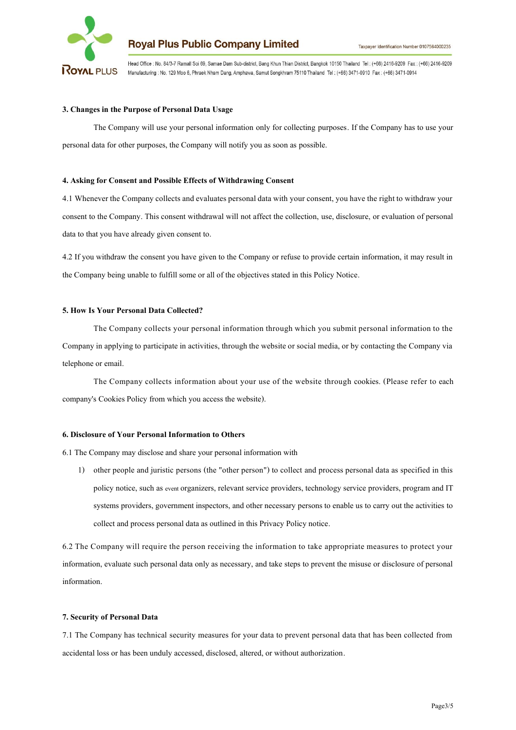### 3. Changes in the Purpose of Personal Data Usage

The Company will use your personal information only for collecting purposes. If the Company has to use your personal data for other purposes, the Company will notify you as soon as possible.

### 4. Asking for Consent and Possible Effects of Withdrawing Consent

4.1 Whenever the Company collects and evaluates personal data with your consent, you have the right to withdraw your consent to the Company. This consent withdrawal will not affect the collection, use, disclosure, or evaluation of personal data to that you have already given consent to.

4.2 If you withdraw the consent you have given to the Company or refuse to provide certain information, it may result in the Company being unable to fulfill some or all of the objectives stated in this Policy Notice.

### 5. How Is Your Personal Data Collected?

The Company collects your personal information through which you submit personal information to the Company in applying to participate in activities, through the website or social media, or by contacting the Company via telephone or email.

The Company collects information about your use of the website through cookies. (Please refer to each company's Cookies Policy from which you access the website).

### 6. Disclosure of Your Personal Information to Others

6.1 The Company may disclose and share your personal information with

1) other people and juristic persons (the "other person") to collect and process personal data as specified in this policy notice, such as event organizers, relevant service providers, technology service providers, program and IT systems providers, government inspectors, and other necessary persons to enable us to carry out the activities to collect and process personal data as outlined in this Privacy Policy notice.

6.2 The Company will require the person receiving the information to take appropriate measures to protect your information, evaluate such personal data only as necessary, and take steps to prevent the misuse or disclosure of personal information.

### 7. Security of Personal Data

7.1 The Company has technical security measures for your data to prevent personal data that has been collected from accidental loss or has been unduly accessed, disclosed, altered, or without authorization.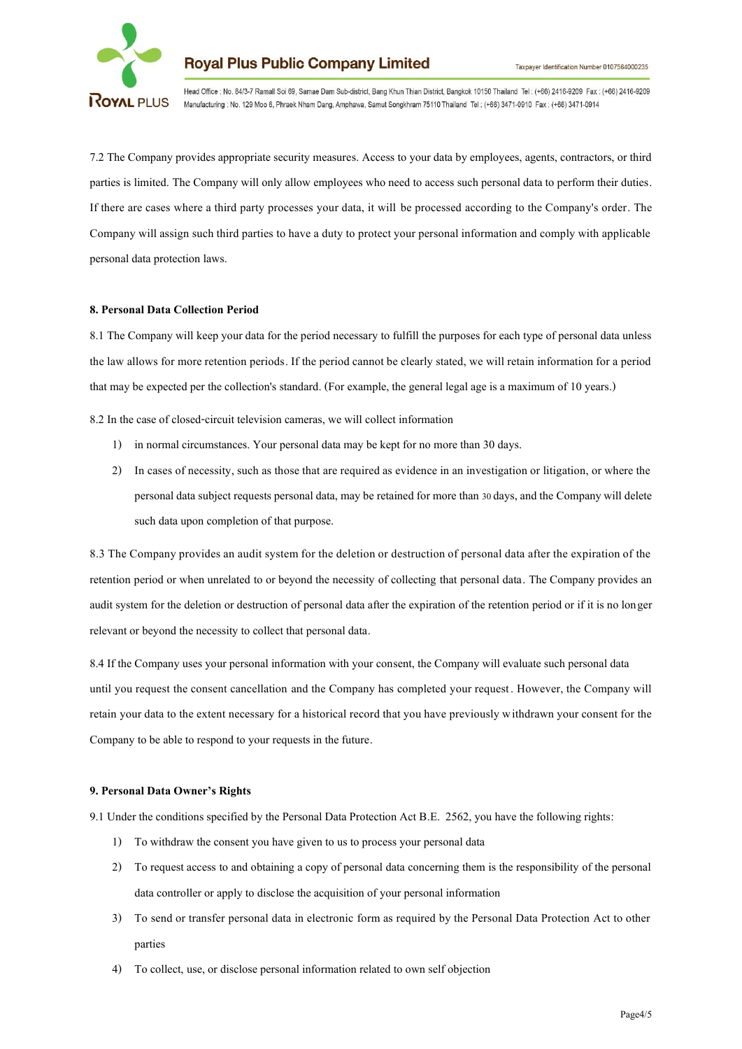7.2 The Company provides appropriate security measures. Access to your data by employees, agents, contractors, or third parties is limited. The Company will only allow employees who need to access such personal data to perform their duties. If there are cases where a third party processes your data, it will be processed according to the Company's order. The Company will assign such third parties to have a duty to protect your personal information and comply with applicable personal data protection laws.

**8. Personal Data Collection Period**

8.1 The Company will keep your data for the period necessary to fulfill the purposes for each type of personal data unless the law allows for more retention periods. If the period cannot be clearly stated, we will retain information for a period that may be expected per the collection's standard. (For example, the general legal age is a maximum of 10 years.)

8.2 In the case of closed-circuit television cameras, we will collect information

1) in normal circumstances. Your personal data may be kept for no more than 30 days.
2) In cases of necessity, such as those that are required as evidence in an investigation or litigation, or where the personal data subject requests personal data, may be retained for more than 30 days, and the Company will delete such data upon completion of that purpose.

8.3 The Company provides an audit system for the deletion or destruction of personal data after the expiration of the retention period or when unrelated to or beyond the necessity of collecting that personal data. The Company provides an audit system for the deletion or destruction of personal data after the expiration of the retention period or if it is no longer relevant or beyond the necessity to collect that personal data.

8.4 If the Company uses your personal information with your consent, the Company will evaluate such personal data until you request the consent cancellation and the Company has completed your request. However, the Company will retain your data to the extent necessary for a historical record that you have previously withdrawn your consent for the Company to be able to respond to your requests in the future.

**9. Personal Data Owner's Rights**

9.1 Under the conditions specified by the Personal Data Protection Act B.E. 2562, you have the following rights:

1) To withdraw the consent you have given to us to process your personal data
2) To request access to and obtaining a copy of personal data concerning them is the responsibility of the personal data controller or apply to disclose the acquisition of your personal information
3) To send or transfer personal data in electronic form as required by the Personal Data Protection Act to other parties
4) To collect, use, or disclose personal information related to own self objection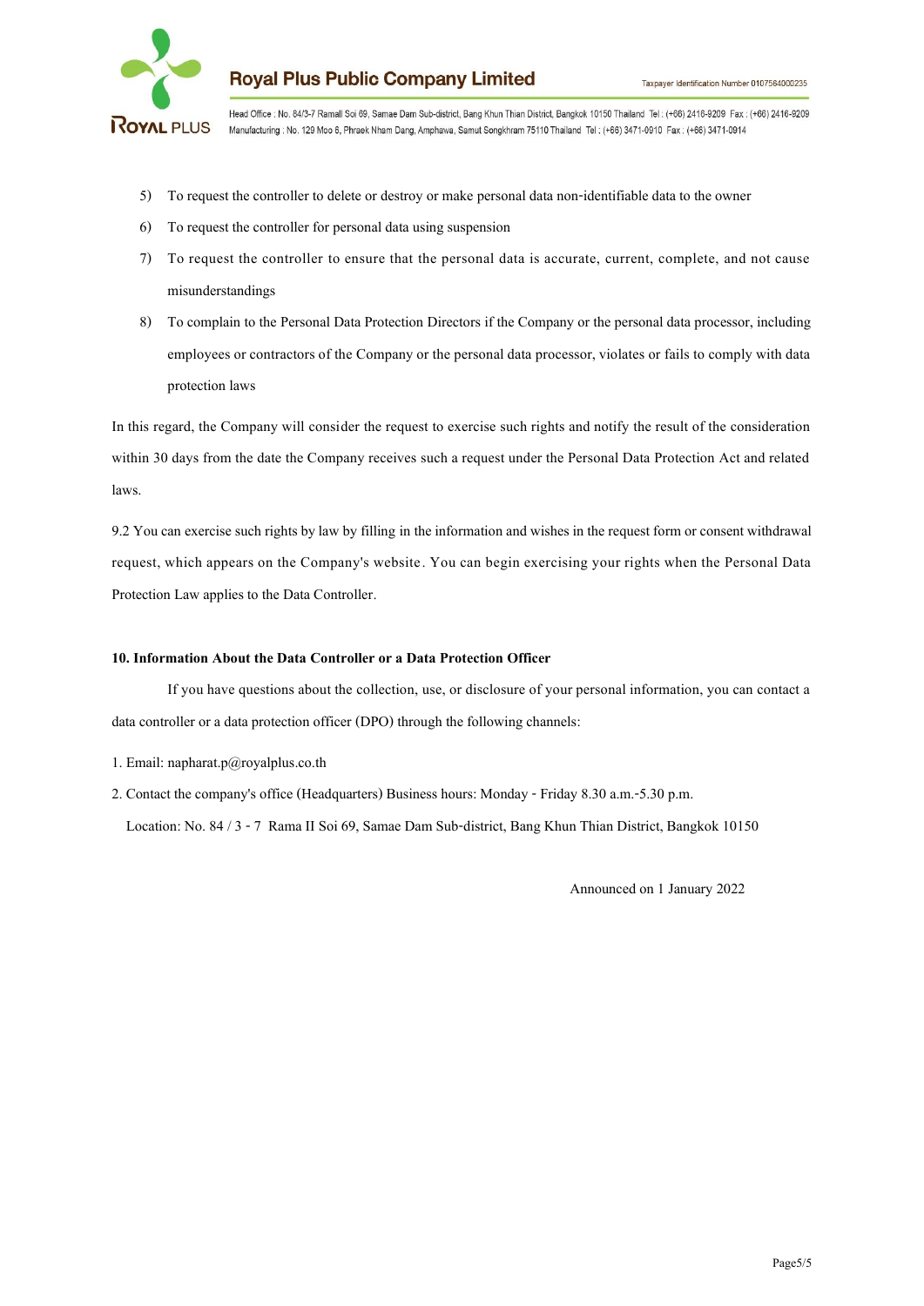5) To request the controller to delete or destroy or make personal data non-identifiable data to the owner
6) To request the controller for personal data using suspension
7) To request the controller to ensure that the personal data is accurate, current, complete, and not cause misunderstandings
8) To complain to the Personal Data Protection Directors if the Company or the personal data processor, including employees or contractors of the Company or the personal data processor, violates or fails to comply with data protection laws

In this regard, the Company will consider the request to exercise such rights and notify the result of the consideration within 30 days from the date the Company receives such a request under the Personal Data Protection Act and related laws.

9.2 You can exercise such rights by law by filling in the information and wishes in the request form or consent withdrawal request, which appears on the Company's website. You can begin exercising your rights when the Personal Data Protection Law applies to the Data Controller.

**10. Information About the Data Controller or a Data Protection Officer**

If you have questions about the collection, use, or disclosure of your personal information, you can contact a data controller or a data protection officer (DPO) through the following channels:

1. Email: napharat.p@royalplus.co.th
2. Contact the company's office (Headquarters) Business hours: Monday - Friday 8.30 a.m.-5.30 p.m.

   Location: No. 84 / 3 - 7 Rama II Soi 69, Samae Dam Sub-district, Bang Khun Thian District, Bangkok 10150

Announced on 1 January 2022